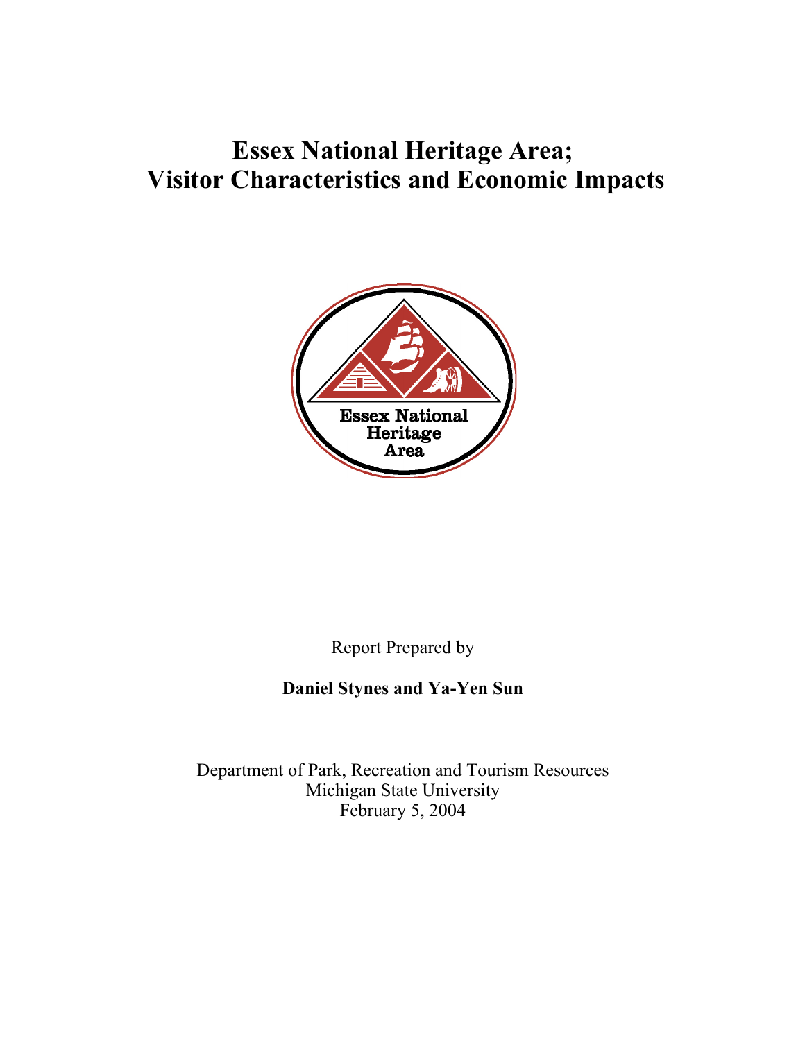# Essex National Heritage Area; Visitor Characteristics and Economic Impacts

Report Prepared by

**Daniel Stynes and Ya-Yen Sun**

Department of Park, Recreation and Tourism Resources
Michigan State University
February 5, 2004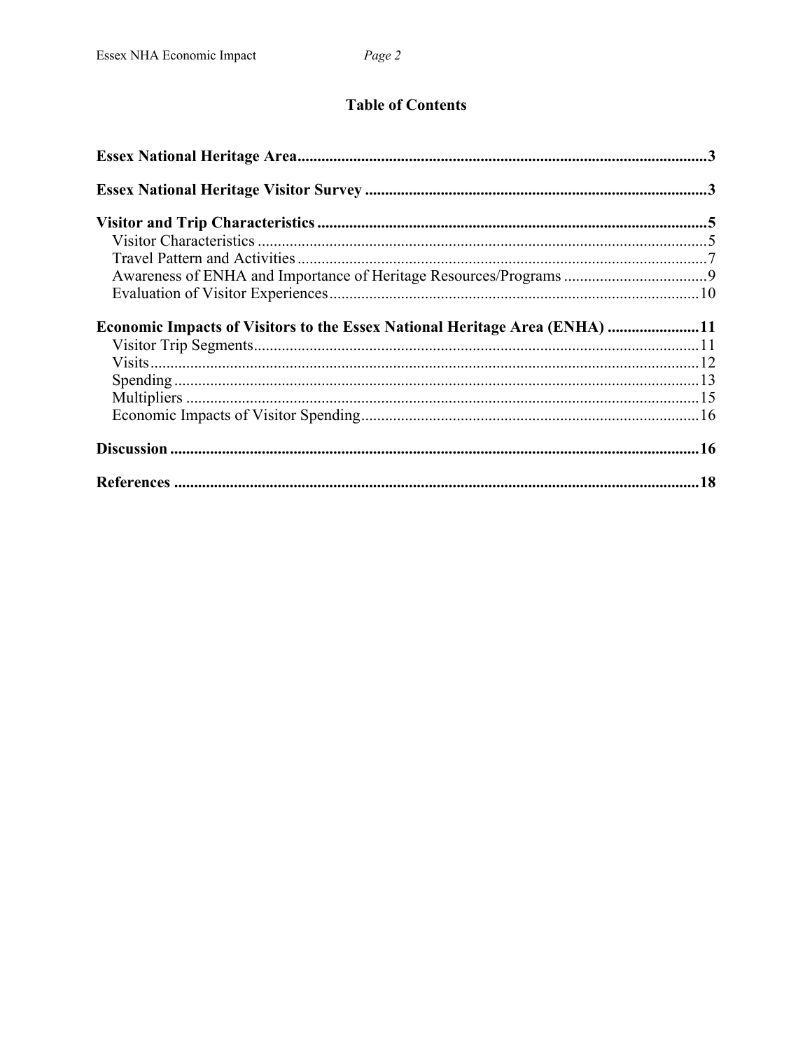# Table of Contents

**Essex National Heritage Area** ..... **3**

**Essex National Heritage Visitor Survey** ..... **3**

**Visitor and Trip Characteristics** ..... **5**

- Visitor Characteristics ..... 5
- Travel Pattern and Activities ..... 7
- Awareness of ENHA and Importance of Heritage Resources/Programs ..... 9
- Evaluation of Visitor Experiences ..... 10

**Economic Impacts of Visitors to the Essex National Heritage Area (ENHA)** ..... **11**

- Visitor Trip Segments ..... 11
- Visits ..... 12
- Spending ..... 13
- Multipliers ..... 15
- Economic Impacts of Visitor Spending ..... 16

**Discussion** ..... **16**

**References** ..... **18**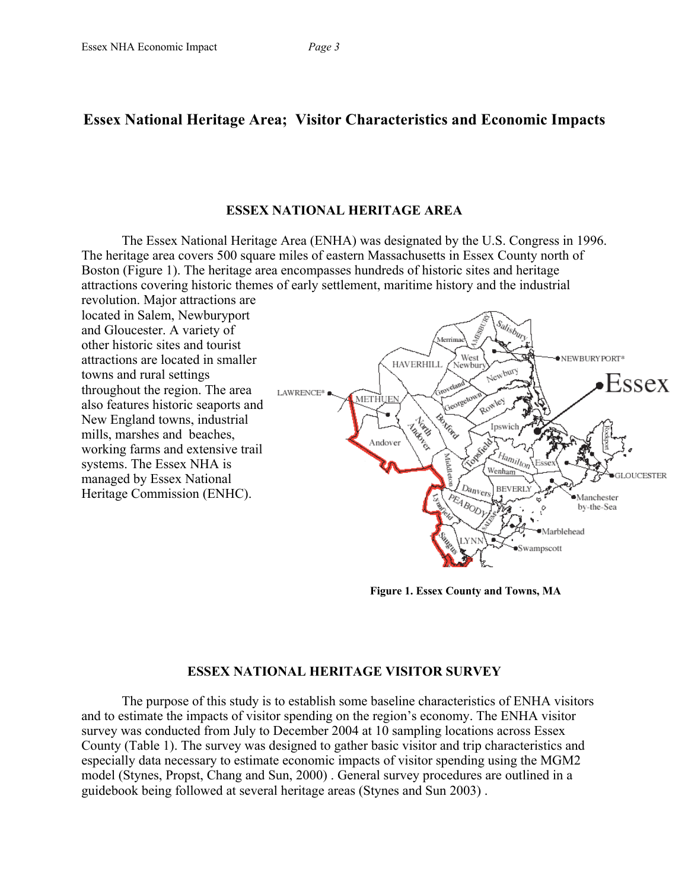# Essex National Heritage Area; Visitor Characteristics and Economic Impacts

## ESSEX NATIONAL HERITAGE AREA

The Essex National Heritage Area (ENHA) was designated by the U.S. Congress in 1996. The heritage area covers 500 square miles of eastern Massachusetts in Essex County north of Boston (Figure 1). The heritage area encompasses hundreds of historic sites and heritage attractions covering historic themes of early settlement, maritime history and the industrial revolution. Major attractions are located in Salem, Newburyport and Gloucester. A variety of other historic sites and tourist attractions are located in smaller towns and rural settings throughout the region. The area also features historic seaports and New England towns, industrial mills, marshes and beaches, working farms and extensive trail systems. The Essex NHA is managed by Essex National Heritage Commission (ENHC).

**Figure 1. Essex County and Towns, MA**

## ESSEX NATIONAL HERITAGE VISITOR SURVEY

The purpose of this study is to establish some baseline characteristics of ENHA visitors and to estimate the impacts of visitor spending on the region's economy. The ENHA visitor survey was conducted from July to December 2004 at 10 sampling locations across Essex County (Table 1). The survey was designed to gather basic visitor and trip characteristics and especially data necessary to estimate economic impacts of visitor spending using the MGM2 model (Stynes, Propst, Chang and Sun, 2000) . General survey procedures are outlined in a guidebook being followed at several heritage areas (Stynes and Sun 2003) .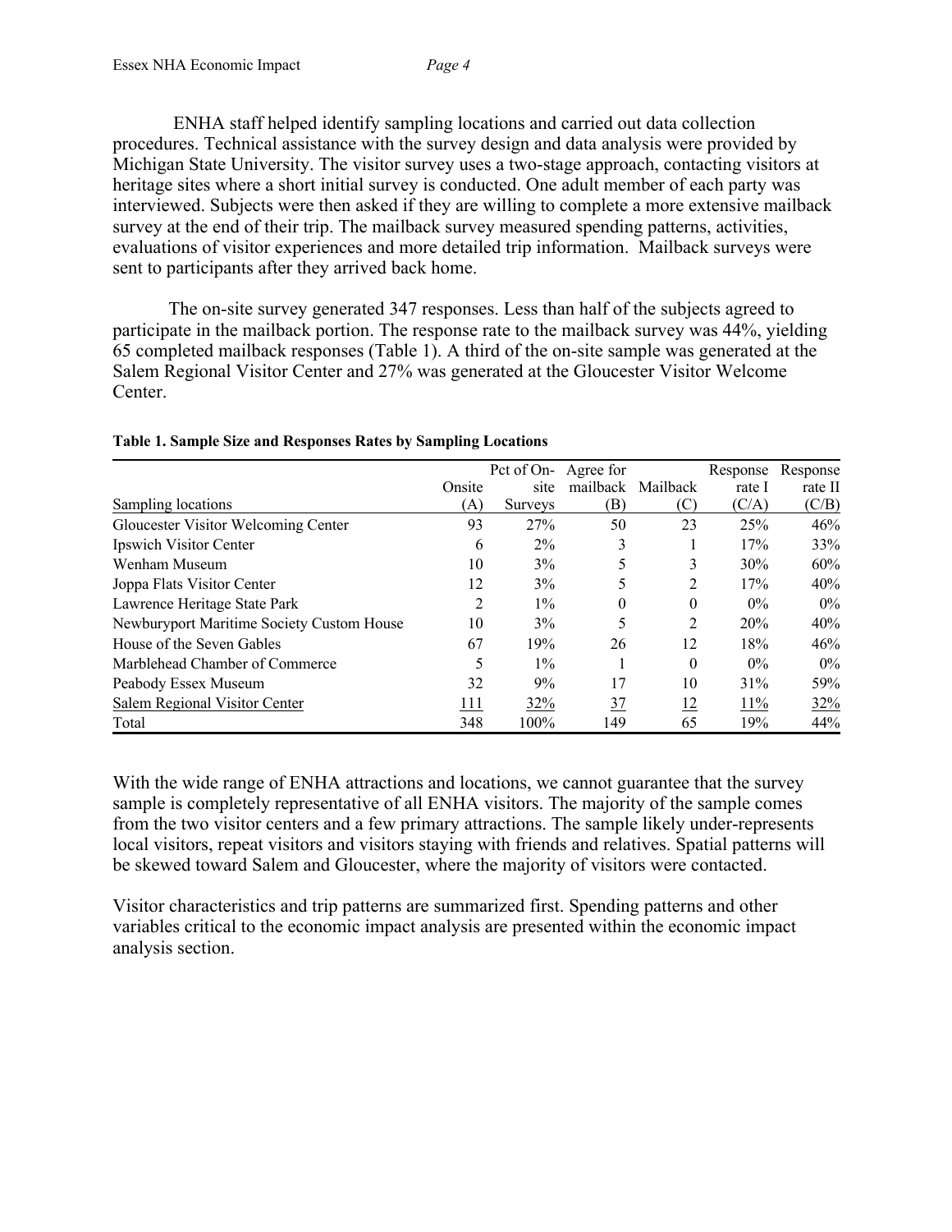ENHA staff helped identify sampling locations and carried out data collection procedures. Technical assistance with the survey design and data analysis were provided by Michigan State University. The visitor survey uses a two-stage approach, contacting visitors at heritage sites where a short initial survey is conducted. One adult member of each party was interviewed. Subjects were then asked if they are willing to complete a more extensive mailback survey at the end of their trip. The mailback survey measured spending patterns, activities, evaluations of visitor experiences and more detailed trip information. Mailback surveys were sent to participants after they arrived back home.

The on-site survey generated 347 responses. Less than half of the subjects agreed to participate in the mailback portion. The response rate to the mailback survey was 44%, yielding 65 completed mailback responses (Table 1). A third of the on-site sample was generated at the Salem Regional Visitor Center and 27% was generated at the Gloucester Visitor Welcome Center.

**Table 1. Sample Size and Responses Rates by Sampling Locations**

| Sampling locations | Onsite (A) | Pct of On-site Surveys | Agree for mailback (B) | Mailback (C) | Response rate I (C/A) | Response rate II (C/B) |
|---|---|---|---|---|---|---|
| Gloucester Visitor Welcoming Center | 93 | 27% | 50 | 23 | 25% | 46% |
| Ipswich Visitor Center | 6 | 2% | 3 | 1 | 17% | 33% |
| Wenham Museum | 10 | 3% | 5 | 3 | 30% | 60% |
| Joppa Flats Visitor Center | 12 | 3% | 5 | 2 | 17% | 40% |
| Lawrence Heritage State Park | 2 | 1% | 0 | 0 | 0% | 0% |
| Newburyport Maritime Society Custom House | 10 | 3% | 5 | 2 | 20% | 40% |
| House of the Seven Gables | 67 | 19% | 26 | 12 | 18% | 46% |
| Marblehead Chamber of Commerce | 5 | 1% | 1 | 0 | 0% | 0% |
| Peabody Essex Museum | 32 | 9% | 17 | 10 | 31% | 59% |
| Salem Regional Visitor Center | 111 | 32% | 37 | 12 | 11% | 32% |
| Total | 348 | 100% | 149 | 65 | 19% | 44% |

With the wide range of ENHA attractions and locations, we cannot guarantee that the survey sample is completely representative of all ENHA visitors. The majority of the sample comes from the two visitor centers and a few primary attractions. The sample likely under-represents local visitors, repeat visitors and visitors staying with friends and relatives. Spatial patterns will be skewed toward Salem and Gloucester, where the majority of visitors were contacted.

Visitor characteristics and trip patterns are summarized first. Spending patterns and other variables critical to the economic impact analysis are presented within the economic impact analysis section.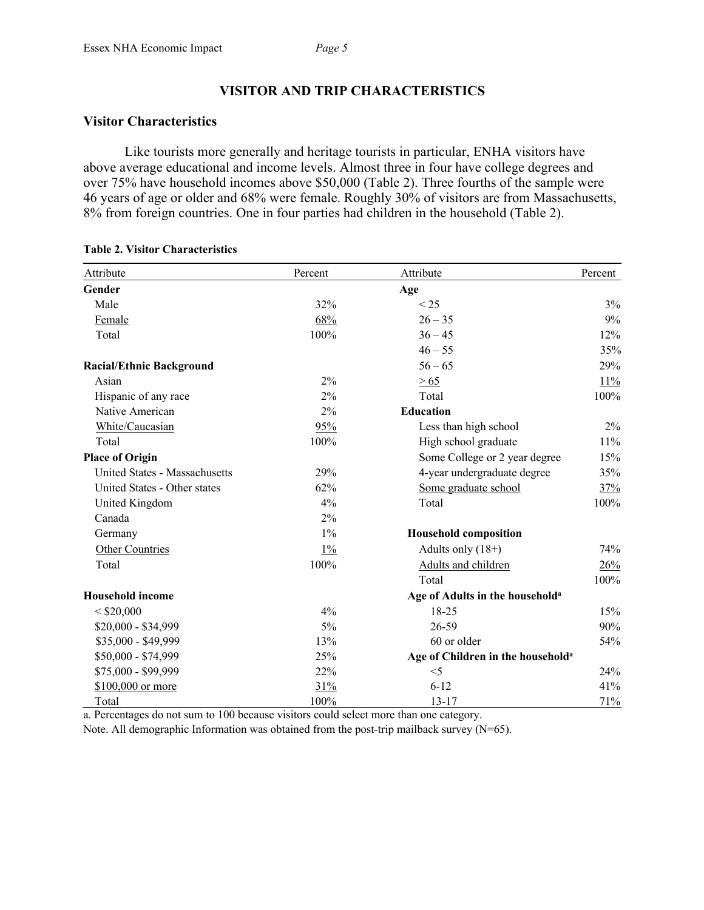## VISITOR AND TRIP CHARACTERISTICS

### Visitor Characteristics

Like tourists more generally and heritage tourists in particular, ENHA visitors have above average educational and income levels. Almost three in four have college degrees and over 75% have household incomes above $50,000 (Table 2). Three fourths of the sample were 46 years of age or older and 68% were female. Roughly 30% of visitors are from Massachusetts, 8% from foreign countries. One in four parties had children in the household (Table 2).

**Table 2. Visitor Characteristics**

| Attribute | Percent | Attribute | Percent |
|---|---|---|---|
| **Gender** | | **Age** | |
| Male | 32% | < 25 | 3% |
| Female | 68% | 26 – 35 | 9% |
| Total | 100% | 36 – 45 | 12% |
| | | 46 – 55 | 35% |
| **Racial/Ethnic Background** | | 56 – 65 | 29% |
| Asian | 2% | > 65 | 11% |
| Hispanic of any race | 2% | Total | 100% |
| Native American | 2% | **Education** | |
| White/Caucasian | 95% | Less than high school | 2% |
| Total | 100% | High school graduate | 11% |
| **Place of Origin** | | Some College or 2 year degree | 15% |
| United States - Massachusetts | 29% | 4-year undergraduate degree | 35% |
| United States - Other states | 62% | Some graduate school | 37% |
| United Kingdom | 4% | Total | 100% |
| Canada | 2% | | |
| Germany | 1% | **Household composition** | |
| Other Countries | 1% | Adults only (18+) | 74% |
| Total | 100% | Adults and children | 26% |
| | | Total | 100% |
| **Household income** | | **Age of Adults in the household**[a] | |
| < $20,000 | 4% | 18-25 | 15% |
| $20,000 - $34,999 | 5% | 26-59 | 90% |
| $35,000 - $49,999 | 13% | 60 or older | 54% |
| $50,000 - $74,999 | 25% | **Age of Children in the household**[a] | |
| $75,000 - $99,999 | 22% | <5 | 24% |
| $100,000 or more | 31% | 6-12 | 41% |
| Total | 100% | 13-17 | 71% |

a. Percentages do not sum to 100 because visitors could select more than one category.

Note. All demographic Information was obtained from the post-trip mailback survey (N=65).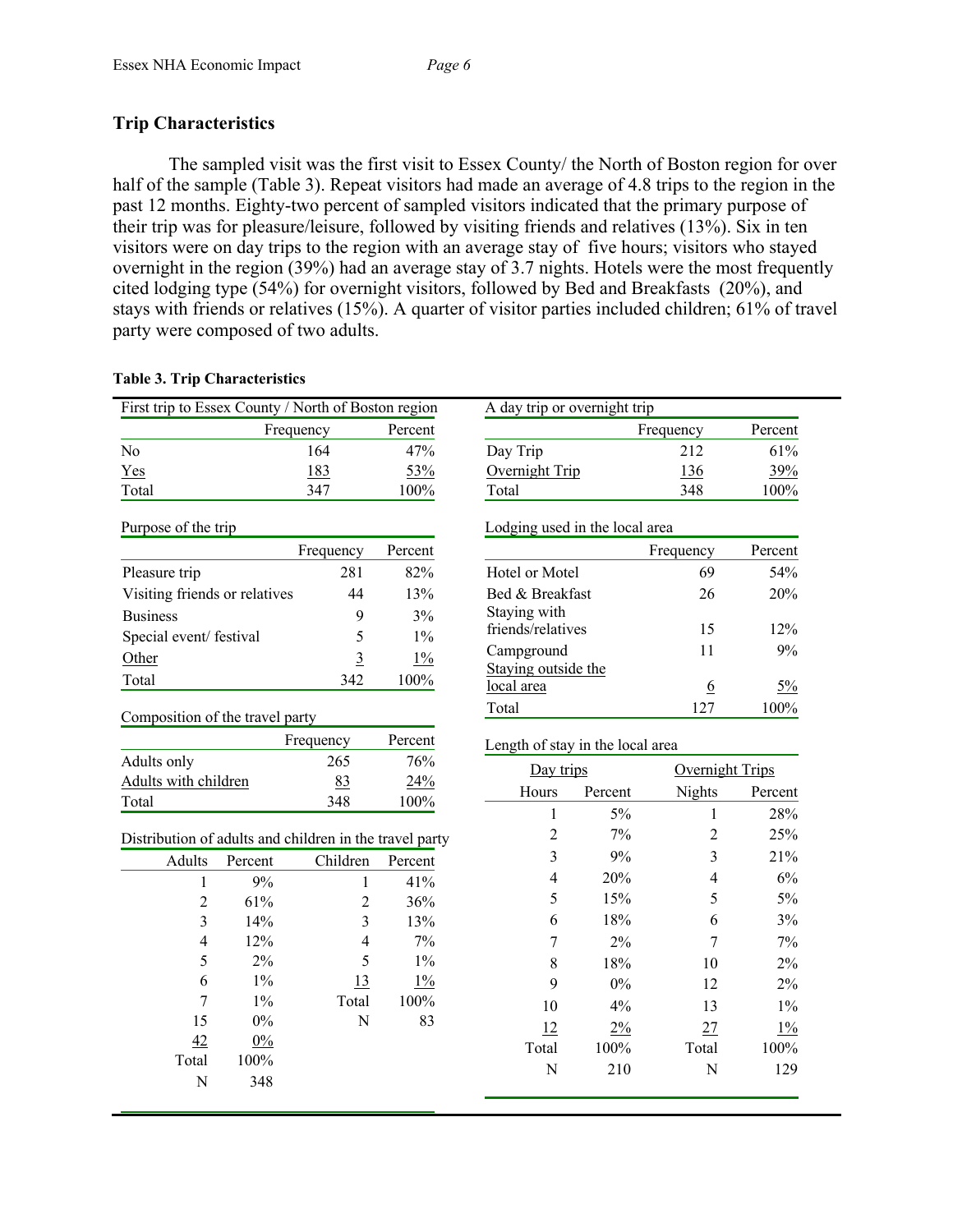## Trip Characteristics

The sampled visit was the first visit to Essex County/ the North of Boston region for over half of the sample (Table 3). Repeat visitors had made an average of 4.8 trips to the region in the past 12 months. Eighty-two percent of sampled visitors indicated that the primary purpose of their trip was for pleasure/leisure, followed by visiting friends and relatives (13%). Six in ten visitors were on day trips to the region with an average stay of five hours; visitors who stayed overnight in the region (39%) had an average stay of 3.7 nights. Hotels were the most frequently cited lodging type (54%) for overnight visitors, followed by Bed and Breakfasts (20%), and stays with friends or relatives (15%). A quarter of visitor parties included children; 61% of travel party were composed of two adults.

**Table 3. Trip Characteristics**

First trip to Essex County / North of Boston region

| | Frequency | Percent |
|---|---|---|
| No | 164 | 47% |
| Yes | 183 | 53% |
| Total | 347 | 100% |

Purpose of the trip

| | Frequency | Percent |
|---|---|---|
| Pleasure trip | 281 | 82% |
| Visiting friends or relatives | 44 | 13% |
| Business | 9 | 3% |
| Special event/ festival | 5 | 1% |
| Other | 3 | 1% |
| Total | 342 | 100% |

Composition of the travel party

| | Frequency | Percent |
|---|---|---|
| Adults only | 265 | 76% |
| Adults with children | 83 | 24% |
| Total | 348 | 100% |

Distribution of adults and children in the travel party

| Adults | Percent | Children | Percent |
|---|---|---|---|
| 1 | 9% | 1 | 41% |
| 2 | 61% | 2 | 36% |
| 3 | 14% | 3 | 13% |
| 4 | 12% | 4 | 7% |
| 5 | 2% | 5 | 1% |
| 6 | 1% | 13 | 1% |
| 7 | 1% | Total | 100% |
| 15 | 0% | N | 83 |
| 42 | 0% | | |
| Total | 100% | | |
| N | 348 | | |

A day trip or overnight trip

| | Frequency | Percent |
|---|---|---|
| Day Trip | 212 | 61% |
| Overnight Trip | 136 | 39% |
| Total | 348 | 100% |

Lodging used in the local area

| | Frequency | Percent |
|---|---|---|
| Hotel or Motel | 69 | 54% |
| Bed & Breakfast | 26 | 20% |
| Staying with friends/relatives | 15 | 12% |
| Campground | 11 | 9% |
| Staying outside the local area | 6 | 5% |
| Total | 127 | 100% |

Length of stay in the local area

| Day trips | | Overnight Trips | |
|---|---|---|---|
| Hours | Percent | Nights | Percent |
| 1 | 5% | 1 | 28% |
| 2 | 7% | 2 | 25% |
| 3 | 9% | 3 | 21% |
| 4 | 20% | 4 | 6% |
| 5 | 15% | 5 | 5% |
| 6 | 18% | 6 | 3% |
| 7 | 2% | 7 | 7% |
| 8 | 18% | 10 | 2% |
| 9 | 0% | 12 | 2% |
| 10 | 4% | 13 | 1% |
| 12 | 2% | 27 | 1% |
| Total | 100% | Total | 100% |
| N | 210 | N | 129 |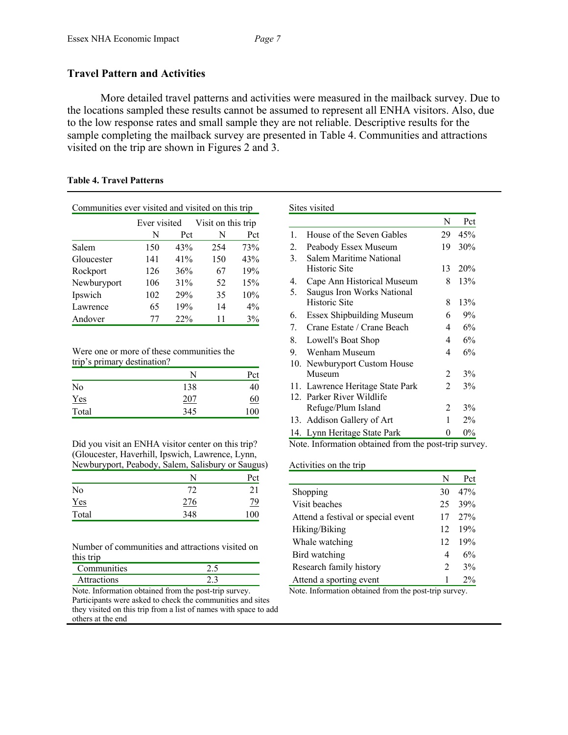## Travel Pattern and Activities

More detailed travel patterns and activities were measured in the mailback survey. Due to the locations sampled these results cannot be assumed to represent all ENHA visitors. Also, due to the low response rates and small sample they are not reliable. Descriptive results for the sample completing the mailback survey are presented in Table 4. Communities and attractions visited on the trip are shown in Figures 2 and 3.

**Table 4. Travel Patterns**

Communities ever visited and visited on this trip

| | Ever visited | | Visit on this trip | |
|---|---|---|---|---|
| | N | Pct | N | Pct |
| Salem | 150 | 43% | 254 | 73% |
| Gloucester | 141 | 41% | 150 | 43% |
| Rockport | 126 | 36% | 67 | 19% |
| Newburyport | 106 | 31% | 52 | 15% |
| Ipswich | 102 | 29% | 35 | 10% |
| Lawrence | 65 | 19% | 14 | 4% |
| Andover | 77 | 22% | 11 | 3% |

Were one or more of these communities the trip's primary destination?

| | N | Pct |
|---|---|---|
| No | 138 | 40 |
| Yes | 207 | 60 |
| Total | 345 | 100 |

Did you visit an ENHA visitor center on this trip? (Gloucester, Haverhill, Ipswich, Lawrence, Lynn, Newburyport, Peabody, Salem, Salisbury or Saugus)

| | N | Pct |
|---|---|---|
| No | 72 | 21 |
| Yes | 276 | 79 |
| Total | 348 | 100 |

Number of communities and attractions visited on this trip

| | |
|---|---|
| Communities | 2.5 |
| Attractions | 2.3 |

Note. Information obtained from the post-trip survey. Participants were asked to check the communities and sites they visited on this trip from a list of names with space to add others at the end

Sites visited

| | | N | Pct |
|---|---|---|---|
| 1. | House of the Seven Gables | 29 | 45% |
| 2. | Peabody Essex Museum | 19 | 30% |
| 3. | Salem Maritime National Historic Site | 13 | 20% |
| 4. | Cape Ann Historical Museum | 8 | 13% |
| 5. | Saugus Iron Works National Historic Site | 8 | 13% |
| 6. | Essex Shipbuilding Museum | 6 | 9% |
| 7. | Crane Estate / Crane Beach | 4 | 6% |
| 8. | Lowell's Boat Shop | 4 | 6% |
| 9. | Wenham Museum | 4 | 6% |
| 10. | Newburyport Custom House Museum | 2 | 3% |
| 11. | Lawrence Heritage State Park | 2 | 3% |
| 12. | Parker River Wildlife Refuge/Plum Island | 2 | 3% |
| 13. | Addison Gallery of Art | 1 | 2% |
| 14. | Lynn Heritage State Park | 0 | 0% |

Note. Information obtained from the post-trip survey.

Activities on the trip

| | N | Pct |
|---|---|---|
| Shopping | 30 | 47% |
| Visit beaches | 25 | 39% |
| Attend a festival or special event | 17 | 27% |
| Hiking/Biking | 12 | 19% |
| Whale watching | 12 | 19% |
| Bird watching | 4 | 6% |
| Research family history | 2 | 3% |
| Attend a sporting event | 1 | 2% |

Note. Information obtained from the post-trip survey.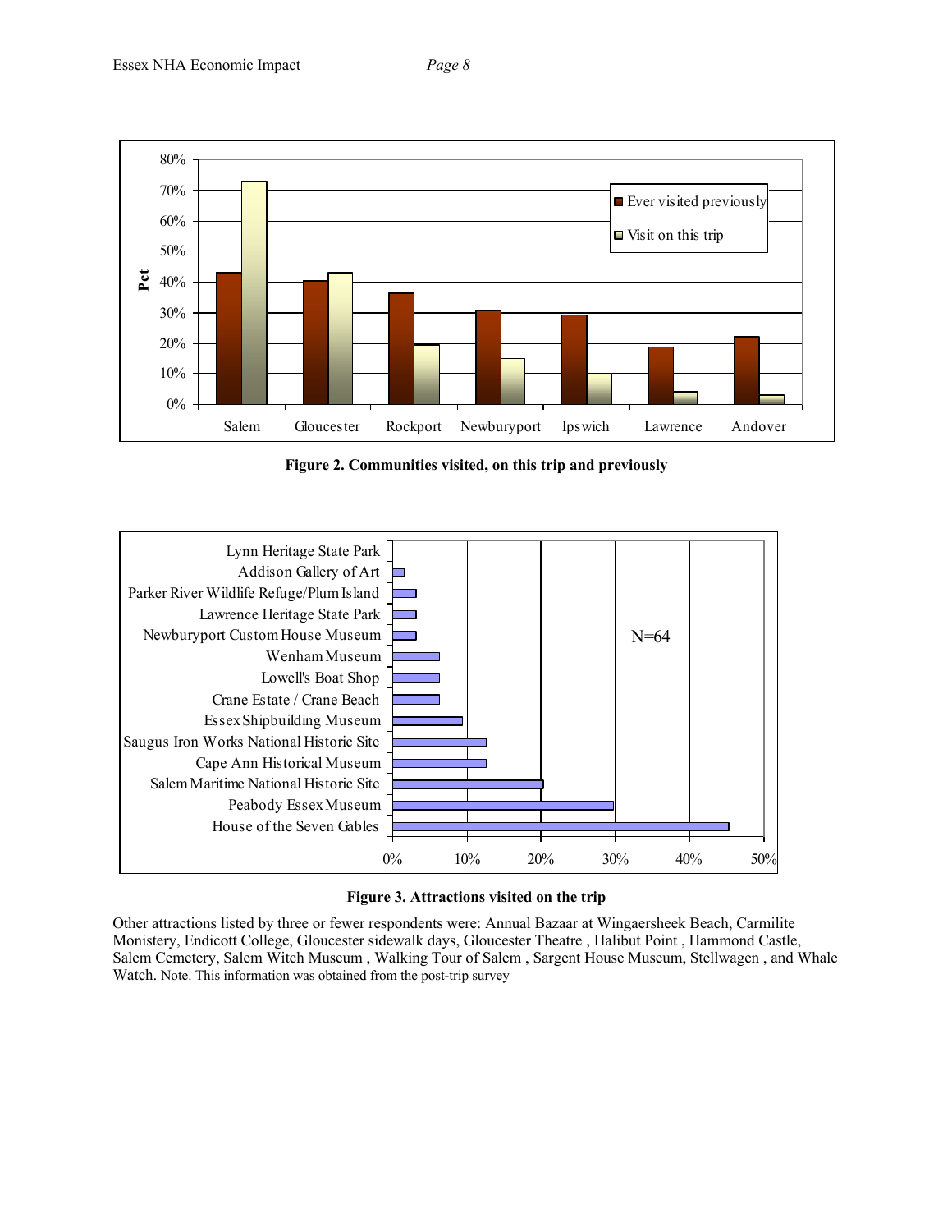**Figure 2. Communities visited, on this trip and previously**

**Figure 3. Attractions visited on the trip**

Other attractions listed by three or fewer respondents were: Annual Bazaar at Wingaersheek Beach, Carmilite Monistery, Endicott College, Gloucester sidewalk days, Gloucester Theatre , Halibut Point , Hammond Castle, Salem Cemetery, Salem Witch Museum , Walking Tour of Salem , Sargent House Museum, Stellwagen , and Whale Watch. Note. This information was obtained from the post-trip survey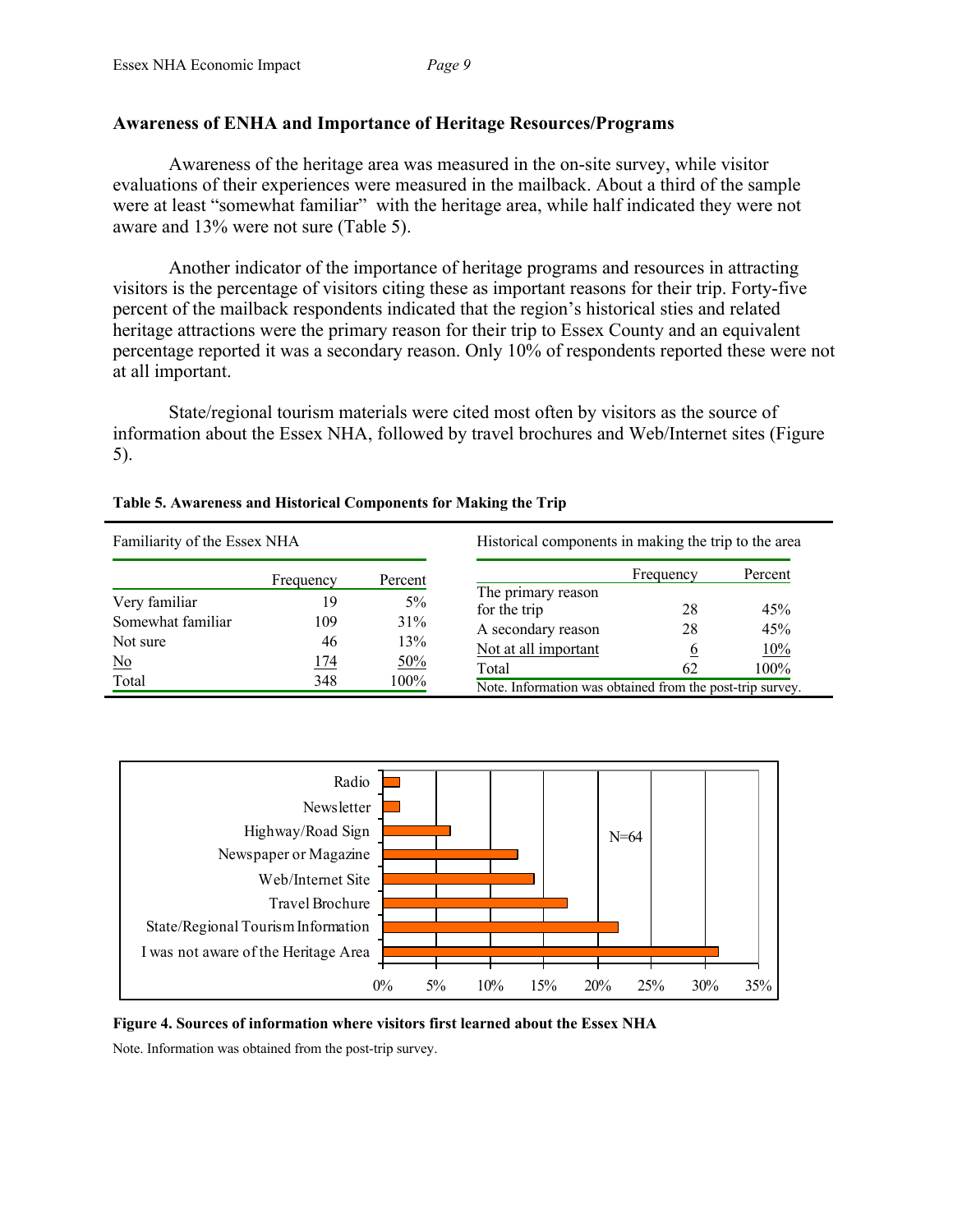## Awareness of ENHA and Importance of Heritage Resources/Programs

Awareness of the heritage area was measured in the on-site survey, while visitor evaluations of their experiences were measured in the mailback. About a third of the sample were at least "somewhat familiar" with the heritage area, while half indicated they were not aware and 13% were not sure (Table 5).

Another indicator of the importance of heritage programs and resources in attracting visitors is the percentage of visitors citing these as important reasons for their trip. Forty-five percent of the mailback respondents indicated that the region's historical sties and related heritage attractions were the primary reason for their trip to Essex County and an equivalent percentage reported it was a secondary reason. Only 10% of respondents reported these were not at all important.

State/regional tourism materials were cited most often by visitors as the source of information about the Essex NHA, followed by travel brochures and Web/Internet sites (Figure 5).

**Table 5. Awareness and Historical Components for Making the Trip**

| Familiarity of the Essex NHA | | |
|---|---|---|
| | Frequency | Percent |
| Very familiar | 19 | 5% |
| Somewhat familiar | 109 | 31% |
| Not sure | 46 | 13% |
| No | 174 | 50% |
| Total | 348 | 100% |

| Historical components in making the trip to the area | | |
|---|---|---|
| | Frequency | Percent |
| The primary reason for the trip | 28 | 45% |
| A secondary reason | 28 | 45% |
| Not at all important | 6 | 10% |
| Total | 62 | 100% |

Note. Information was obtained from the post-trip survey.

| Source | Percent (approx.) |
|---|---|
| Radio | 1.6% |
| Newsletter | 1.6% |
| Highway/Road Sign | 6.3% |
| Newspaper or Magazine | 12.5% |
| Web/Internet Site | 14.1% |
| Travel Brochure | 17.2% |
| State/Regional Tourism Information | 21.9% |
| I was not aware of the Heritage Area | 31.3% |

N=64

**Figure 4. Sources of information where visitors first learned about the Essex NHA**

Note. Information was obtained from the post-trip survey.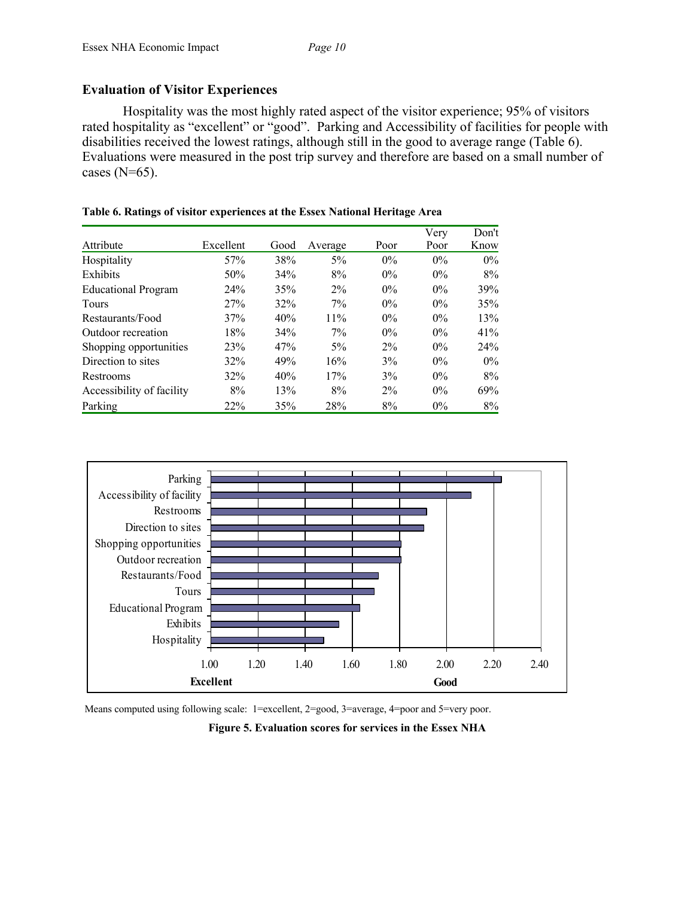## Evaluation of Visitor Experiences

Hospitality was the most highly rated aspect of the visitor experience; 95% of visitors rated hospitality as "excellent" or "good". Parking and Accessibility of facilities for people with disabilities received the lowest ratings, although still in the good to average range (Table 6). Evaluations were measured in the post trip survey and therefore are based on a small number of cases (N=65).

**Table 6. Ratings of visitor experiences at the Essex National Heritage Area**

| Attribute | Excellent | Good | Average | Poor | Very Poor | Don't Know |
|---|---|---|---|---|---|---|
| Hospitality | 57% | 38% | 5% | 0% | 0% | 0% |
| Exhibits | 50% | 34% | 8% | 0% | 0% | 8% |
| Educational Program | 24% | 35% | 2% | 0% | 0% | 39% |
| Tours | 27% | 32% | 7% | 0% | 0% | 35% |
| Restaurants/Food | 37% | 40% | 11% | 0% | 0% | 13% |
| Outdoor recreation | 18% | 34% | 7% | 0% | 0% | 41% |
| Shopping opportunities | 23% | 47% | 5% | 2% | 0% | 24% |
| Direction to sites | 32% | 49% | 16% | 3% | 0% | 0% |
| Restrooms | 32% | 40% | 17% | 3% | 0% | 8% |
| Accessibility of facility | 8% | 13% | 8% | 2% | 0% | 69% |
| Parking | 22% | 35% | 28% | 8% | 0% | 8% |

Means computed using following scale: 1=excellent, 2=good, 3=average, 4=poor and 5=very poor.

**Figure 5. Evaluation scores for services in the Essex NHA**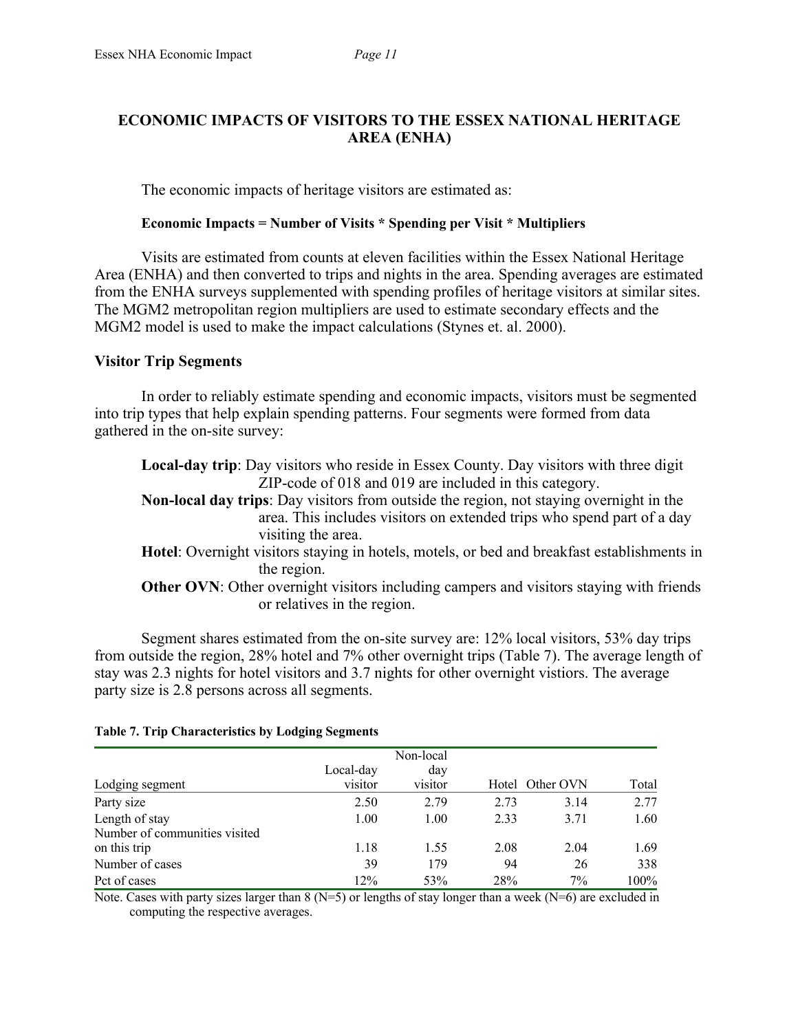## ECONOMIC IMPACTS OF VISITORS TO THE ESSEX NATIONAL HERITAGE AREA (ENHA)

The economic impacts of heritage visitors are estimated as:

**Economic Impacts = Number of Visits * Spending per Visit * Multipliers**

Visits are estimated from counts at eleven facilities within the Essex National Heritage Area (ENHA) and then converted to trips and nights in the area. Spending averages are estimated from the ENHA surveys supplemented with spending profiles of heritage visitors at similar sites. The MGM2 metropolitan region multipliers are used to estimate secondary effects and the MGM2 model is used to make the impact calculations (Stynes et. al. 2000).

### Visitor Trip Segments

In order to reliably estimate spending and economic impacts, visitors must be segmented into trip types that help explain spending patterns. Four segments were formed from data gathered in the on-site survey:

- **Local-day trip**: Day visitors who reside in Essex County. Day visitors with three digit ZIP-code of 018 and 019 are included in this category.
- **Non-local day trips**: Day visitors from outside the region, not staying overnight in the area. This includes visitors on extended trips who spend part of a day visiting the area.
- **Hotel**: Overnight visitors staying in hotels, motels, or bed and breakfast establishments in the region.
- **Other OVN**: Other overnight visitors including campers and visitors staying with friends or relatives in the region.

Segment shares estimated from the on-site survey are: 12% local visitors, 53% day trips from outside the region, 28% hotel and 7% other overnight trips (Table 7). The average length of stay was 2.3 nights for hotel visitors and 3.7 nights for other overnight vistiors. The average party size is 2.8 persons across all segments.

**Table 7. Trip Characteristics by Lodging Segments**

| Lodging segment | Local-day visitor | Non-local day visitor | Hotel | Other OVN | Total |
|---|---|---|---|---|---|
| Party size | 2.50 | 2.79 | 2.73 | 3.14 | 2.77 |
| Length of stay | 1.00 | 1.00 | 2.33 | 3.71 | 1.60 |
| Number of communities visited on this trip | 1.18 | 1.55 | 2.08 | 2.04 | 1.69 |
| Number of cases | 39 | 179 | 94 | 26 | 338 |
| Pct of cases | 12% | 53% | 28% | 7% | 100% |

Note. Cases with party sizes larger than 8 (N=5) or lengths of stay longer than a week (N=6) are excluded in computing the respective averages.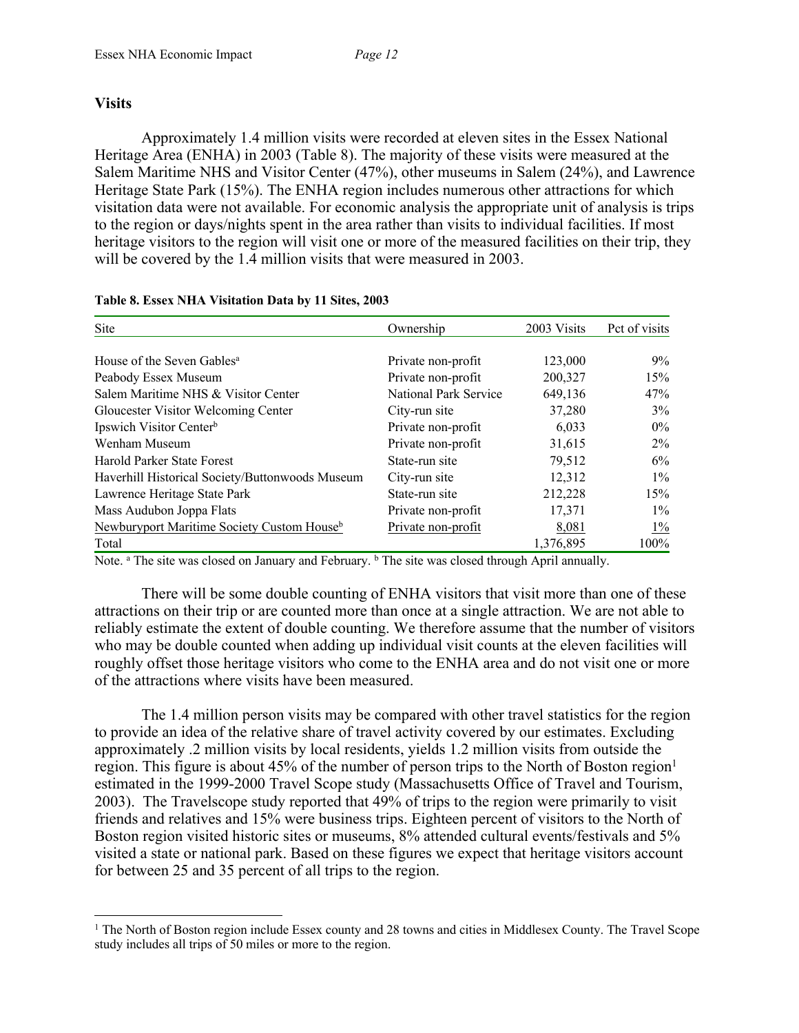## Visits

Approximately 1.4 million visits were recorded at eleven sites in the Essex National Heritage Area (ENHA) in 2003 (Table 8). The majority of these visits were measured at the Salem Maritime NHS and Visitor Center (47%), other museums in Salem (24%), and Lawrence Heritage State Park (15%). The ENHA region includes numerous other attractions for which visitation data were not available. For economic analysis the appropriate unit of analysis is trips to the region or days/nights spent in the area rather than visits to individual facilities. If most heritage visitors to the region will visit one or more of the measured facilities on their trip, they will be covered by the 1.4 million visits that were measured in 2003.

**Table 8. Essex NHA Visitation Data by 11 Sites, 2003**

| Site | Ownership | 2003 Visits | Pct of visits |
|---|---|---|---|
| House of the Seven Gables[a] | Private non-profit | 123,000 | 9% |
| Peabody Essex Museum | Private non-profit | 200,327 | 15% |
| Salem Maritime NHS & Visitor Center | National Park Service | 649,136 | 47% |
| Gloucester Visitor Welcoming Center | City-run site | 37,280 | 3% |
| Ipswich Visitor Center[b] | Private non-profit | 6,033 | 0% |
| Wenham Museum | Private non-profit | 31,615 | 2% |
| Harold Parker State Forest | State-run site | 79,512 | 6% |
| Haverhill Historical Society/Buttonwoods Museum | City-run site | 12,312 | 1% |
| Lawrence Heritage State Park | State-run site | 212,228 | 15% |
| Mass Audubon Joppa Flats | Private non-profit | 17,371 | 1% |
| Newburyport Maritime Society Custom House[b] | Private non-profit | 8,081 | 1% |
| Total | | 1,376,895 | 100% |

Note. [a] The site was closed on January and February. [b] The site was closed through April annually.

There will be some double counting of ENHA visitors that visit more than one of these attractions on their trip or are counted more than once at a single attraction. We are not able to reliably estimate the extent of double counting. We therefore assume that the number of visitors who may be double counted when adding up individual visit counts at the eleven facilities will roughly offset those heritage visitors who come to the ENHA area and do not visit one or more of the attractions where visits have been measured.

The 1.4 million person visits may be compared with other travel statistics for the region to provide an idea of the relative share of travel activity covered by our estimates. Excluding approximately .2 million visits by local residents, yields 1.2 million visits from outside the region. This figure is about 45% of the number of person trips to the North of Boston region[1] estimated in the 1999-2000 Travel Scope study (Massachusetts Office of Travel and Tourism, 2003). The Travelscope study reported that 49% of trips to the region were primarily to visit friends and relatives and 15% were business trips. Eighteen percent of visitors to the North of Boston region visited historic sites or museums, 8% attended cultural events/festivals and 5% visited a state or national park. Based on these figures we expect that heritage visitors account for between 25 and 35 percent of all trips to the region.

[1] The North of Boston region include Essex county and 28 towns and cities in Middlesex County. The Travel Scope study includes all trips of 50 miles or more to the region.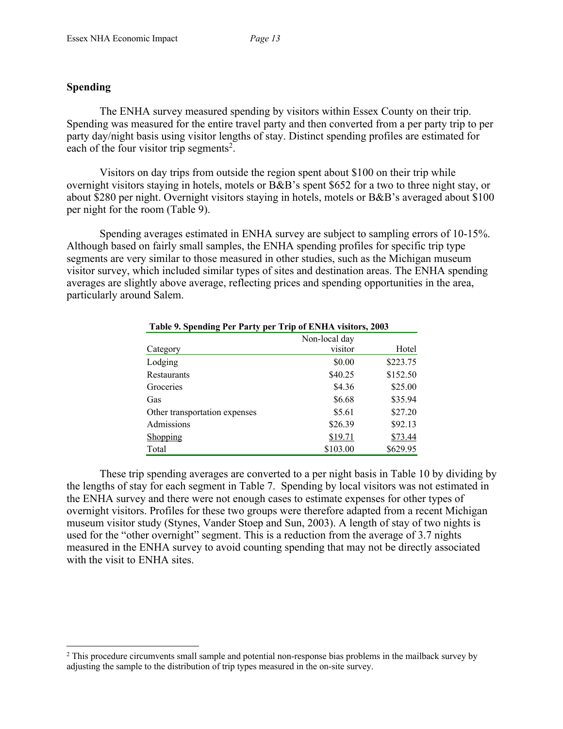## Spending

The ENHA survey measured spending by visitors within Essex County on their trip. Spending was measured for the entire travel party and then converted from a per party trip to per party day/night basis using visitor lengths of stay. Distinct spending profiles are estimated for each of the four visitor trip segments[2].

Visitors on day trips from outside the region spent about $100 on their trip while overnight visitors staying in hotels, motels or B&B's spent $652 for a two to three night stay, or about $280 per night. Overnight visitors staying in hotels, motels or B&B's averaged about $100 per night for the room (Table 9).

Spending averages estimated in ENHA survey are subject to sampling errors of 10-15%. Although based on fairly small samples, the ENHA spending profiles for specific trip type segments are very similar to those measured in other studies, such as the Michigan museum visitor survey, which included similar types of sites and destination areas. The ENHA spending averages are slightly above average, reflecting prices and spending opportunities in the area, particularly around Salem.

**Table 9. Spending Per Party per Trip of ENHA visitors, 2003**

| Category | Non-local day visitor | Hotel |
|---|---|---|
| Lodging | $0.00 | $223.75 |
| Restaurants | $40.25 | $152.50 |
| Groceries | $4.36 | $25.00 |
| Gas | $6.68 | $35.94 |
| Other transportation expenses | $5.61 | $27.20 |
| Admissions | $26.39 | $92.13 |
| Shopping | $19.71 | $73.44 |
| Total | $103.00 | $629.95 |

These trip spending averages are converted to a per night basis in Table 10 by dividing by the lengths of stay for each segment in Table 7. Spending by local visitors was not estimated in the ENHA survey and there were not enough cases to estimate expenses for other types of overnight visitors. Profiles for these two groups were therefore adapted from a recent Michigan museum visitor study (Stynes, Vander Stoep and Sun, 2003). A length of stay of two nights is used for the "other overnight" segment. This is a reduction from the average of 3.7 nights measured in the ENHA survey to avoid counting spending that may not be directly associated with the visit to ENHA sites.

---

[2] This procedure circumvents small sample and potential non-response bias problems in the mailback survey by adjusting the sample to the distribution of trip types measured in the on-site survey.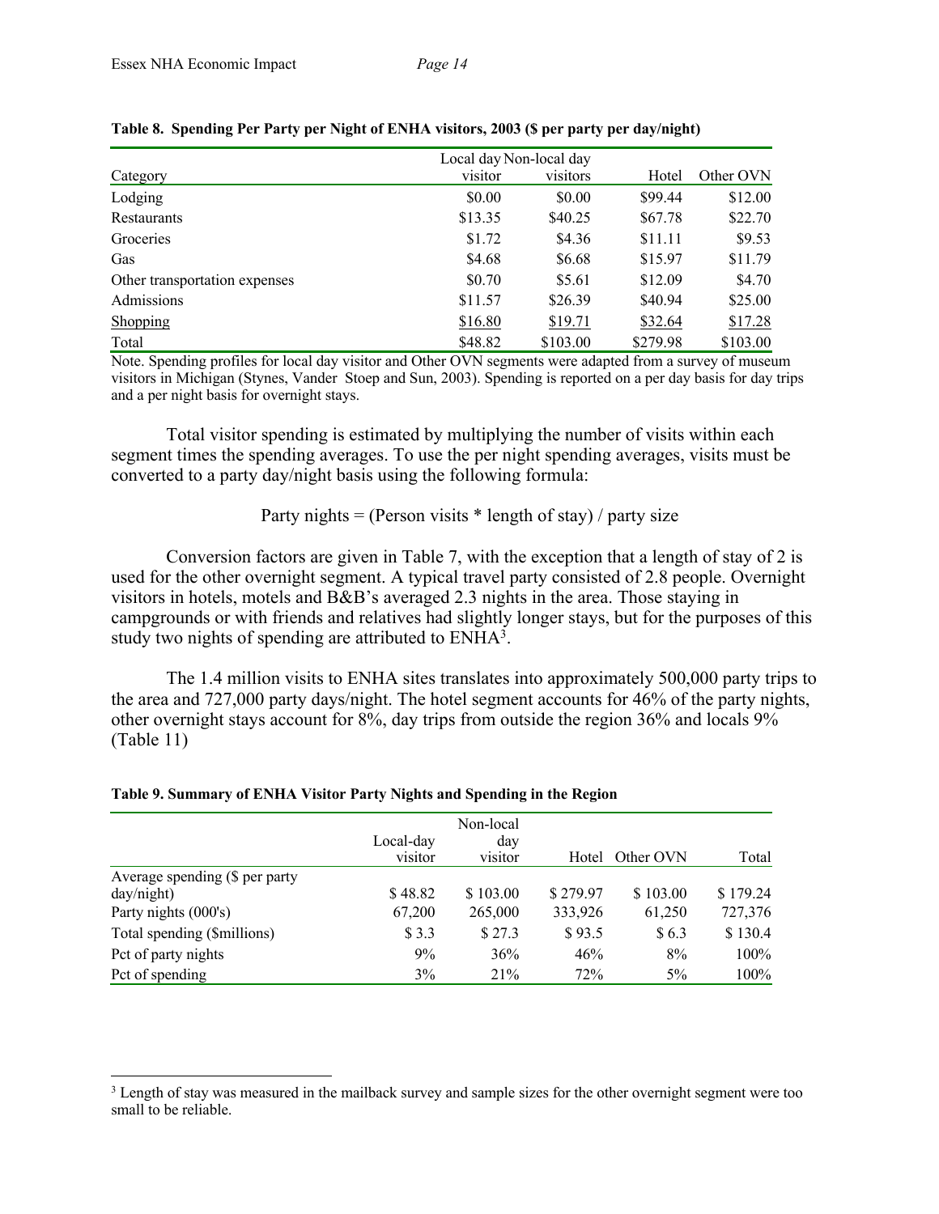**Table 8. Spending Per Party per Night of ENHA visitors, 2003 ($ per party per day/night)**

| Category | Local day visitor | Non-local day visitors | Hotel | Other OVN |
|---|---|---|---|---|
| Lodging | $0.00 | $0.00 | $99.44 | $12.00 |
| Restaurants | $13.35 | $40.25 | $67.78 | $22.70 |
| Groceries | $1.72 | $4.36 | $11.11 | $9.53 |
| Gas | $4.68 | $6.68 | $15.97 | $11.79 |
| Other transportation expenses | $0.70 | $5.61 | $12.09 | $4.70 |
| Admissions | $11.57 | $26.39 | $40.94 | $25.00 |
| Shopping | $16.80 | $19.71 | $32.64 | $17.28 |
| Total | $48.82 | $103.00 | $279.98 | $103.00 |

Note. Spending profiles for local day visitor and Other OVN segments were adapted from a survey of museum visitors in Michigan (Stynes, Vander Stoep and Sun, 2003). Spending is reported on a per day basis for day trips and a per night basis for overnight stays.

Total visitor spending is estimated by multiplying the number of visits within each segment times the spending averages. To use the per night spending averages, visits must be converted to a party day/night basis using the following formula:

Party nights = (Person visits * length of stay) / party size

Conversion factors are given in Table 7, with the exception that a length of stay of 2 is used for the other overnight segment. A typical travel party consisted of 2.8 people. Overnight visitors in hotels, motels and B&B's averaged 2.3 nights in the area. Those staying in campgrounds or with friends and relatives had slightly longer stays, but for the purposes of this study two nights of spending are attributed to ENHA[3].

The 1.4 million visits to ENHA sites translates into approximately 500,000 party trips to the area and 727,000 party days/night. The hotel segment accounts for 46% of the party nights, other overnight stays account for 8%, day trips from outside the region 36% and locals 9% (Table 11)

**Table 9. Summary of ENHA Visitor Party Nights and Spending in the Region**

| | Local-day visitor | Non-local day visitor | Hotel | Other OVN | Total |
|---|---|---|---|---|---|
| Average spending ($ per party day/night) | $ 48.82 | $ 103.00 | $ 279.97 | $ 103.00 | $ 179.24 |
| Party nights (000's) | 67,200 | 265,000 | 333,926 | 61,250 | 727,376 |
| Total spending ($millions) | $ 3.3 | $ 27.3 | $ 93.5 | $ 6.3 | $ 130.4 |
| Pct of party nights | 9% | 36% | 46% | 8% | 100% |
| Pct of spending | 3% | 21% | 72% | 5% | 100% |

[3] Length of stay was measured in the mailback survey and sample sizes for the other overnight segment were too small to be reliable.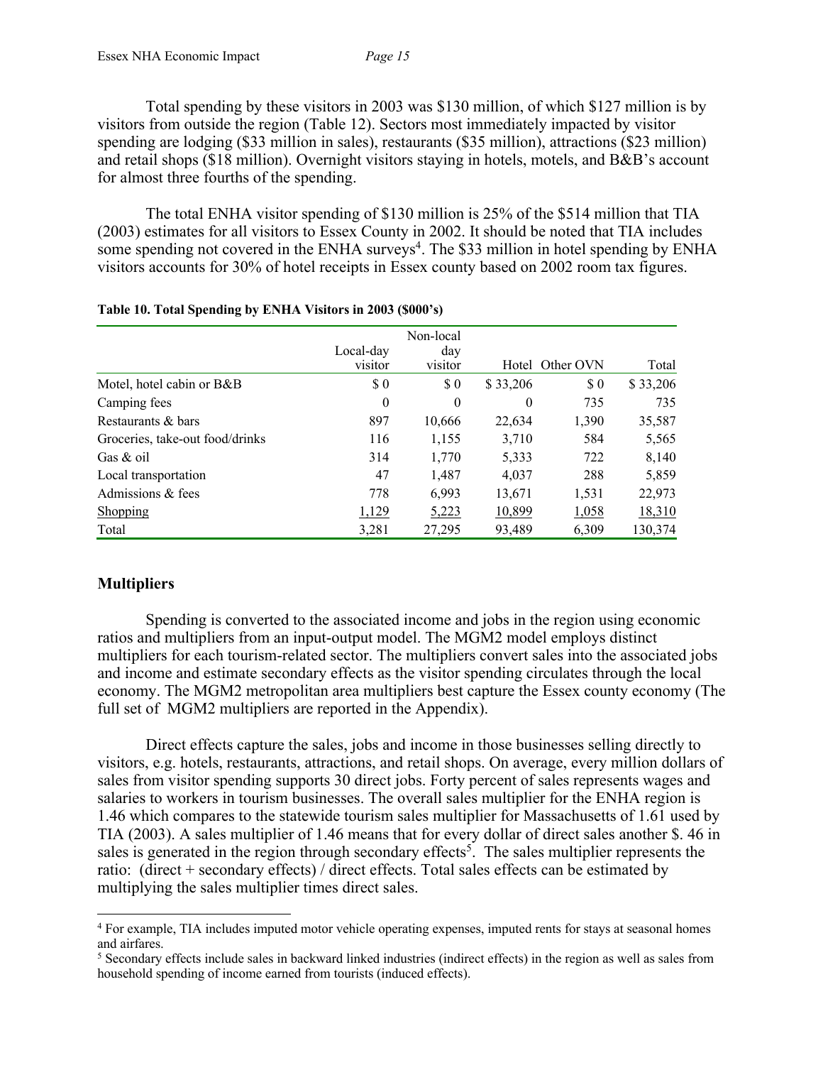Total spending by these visitors in 2003 was $130 million, of which $127 million is by visitors from outside the region (Table 12). Sectors most immediately impacted by visitor spending are lodging ($33 million in sales), restaurants ($35 million), attractions ($23 million) and retail shops ($18 million). Overnight visitors staying in hotels, motels, and B&B's account for almost three fourths of the spending.

The total ENHA visitor spending of $130 million is 25% of the $514 million that TIA (2003) estimates for all visitors to Essex County in 2002. It should be noted that TIA includes some spending not covered in the ENHA surveys[4]. The $33 million in hotel spending by ENHA visitors accounts for 30% of hotel receipts in Essex county based on 2002 room tax figures.

**Table 10. Total Spending by ENHA Visitors in 2003 ($000's)**

| | Local-day visitor | Non-local day visitor | Hotel | Other OVN | Total |
|---|---|---|---|---|---|
| Motel, hotel cabin or B&B | $ 0 | $ 0 | $ 33,206 | $ 0 | $ 33,206 |
| Camping fees | 0 | 0 | 0 | 735 | 735 |
| Restaurants & bars | 897 | 10,666 | 22,634 | 1,390 | 35,587 |
| Groceries, take-out food/drinks | 116 | 1,155 | 3,710 | 584 | 5,565 |
| Gas & oil | 314 | 1,770 | 5,333 | 722 | 8,140 |
| Local transportation | 47 | 1,487 | 4,037 | 288 | 5,859 |
| Admissions & fees | 778 | 6,993 | 13,671 | 1,531 | 22,973 |
| Shopping | 1,129 | 5,223 | 10,899 | 1,058 | 18,310 |
| Total | 3,281 | 27,295 | 93,489 | 6,309 | 130,374 |

## Multipliers

Spending is converted to the associated income and jobs in the region using economic ratios and multipliers from an input-output model. The MGM2 model employs distinct multipliers for each tourism-related sector. The multipliers convert sales into the associated jobs and income and estimate secondary effects as the visitor spending circulates through the local economy. The MGM2 metropolitan area multipliers best capture the Essex county economy (The full set of MGM2 multipliers are reported in the Appendix).

Direct effects capture the sales, jobs and income in those businesses selling directly to visitors, e.g. hotels, restaurants, attractions, and retail shops. On average, every million dollars of sales from visitor spending supports 30 direct jobs. Forty percent of sales represents wages and salaries to workers in tourism businesses. The overall sales multiplier for the ENHA region is 1.46 which compares to the statewide tourism sales multiplier for Massachusetts of 1.61 used by TIA (2003). A sales multiplier of 1.46 means that for every dollar of direct sales another $. 46 in sales is generated in the region through secondary effects[5]. The sales multiplier represents the ratio: (direct + secondary effects) / direct effects. Total sales effects can be estimated by multiplying the sales multiplier times direct sales.

---

[4] For example, TIA includes imputed motor vehicle operating expenses, imputed rents for stays at seasonal homes and airfares.

[5] Secondary effects include sales in backward linked industries (indirect effects) in the region as well as sales from household spending of income earned from tourists (induced effects).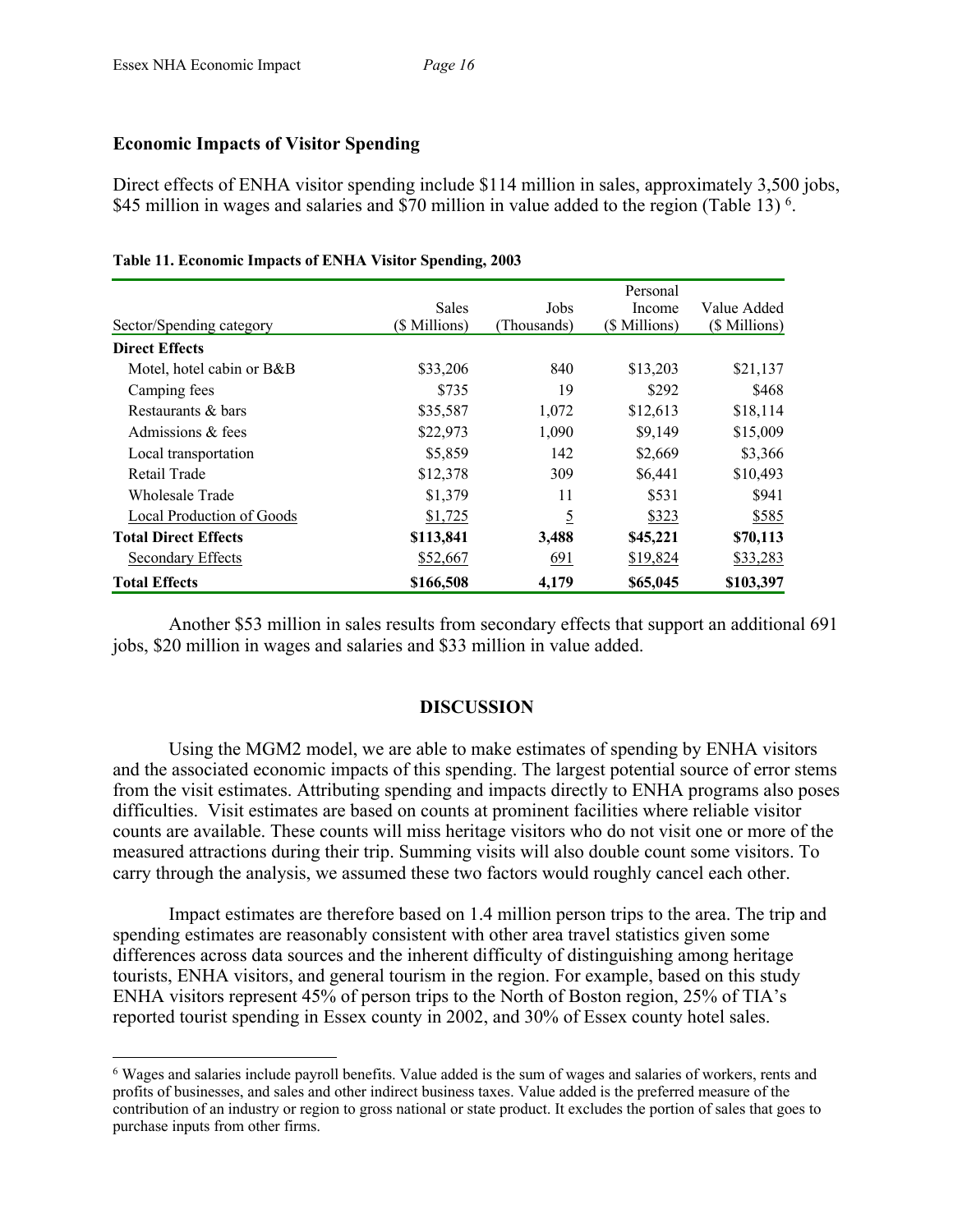### Economic Impacts of Visitor Spending

Direct effects of ENHA visitor spending include $114 million in sales, approximately 3,500 jobs, $45 million in wages and salaries and $70 million in value added to the region (Table 13) [6].

**Table 11. Economic Impacts of ENHA Visitor Spending, 2003**

| Sector/Spending category | Sales ($ Millions) | Jobs (Thousands) | Personal Income ($ Millions) | Value Added ($ Millions) |
|---|---|---|---|---|
| **Direct Effects** | | | | |
| Motel, hotel cabin or B&B | $33,206 | 840 | $13,203 | $21,137 |
| Camping fees | $735 | 19 | $292 | $468 |
| Restaurants & bars | $35,587 | 1,072 | $12,613 | $18,114 |
| Admissions & fees | $22,973 | 1,090 | $9,149 | $15,009 |
| Local transportation | $5,859 | 142 | $2,669 | $3,366 |
| Retail Trade | $12,378 | 309 | $6,441 | $10,493 |
| Wholesale Trade | $1,379 | 11 | $531 | $941 |
| Local Production of Goods | $1,725 | 5 | $323 | $585 |
| **Total Direct Effects** | **$113,841** | **3,488** | **$45,221** | **$70,113** |
| Secondary Effects | $52,667 | 691 | $19,824 | $33,283 |
| **Total Effects** | **$166,508** | **4,179** | **$65,045** | **$103,397** |

Another $53 million in sales results from secondary effects that support an additional 691 jobs, $20 million in wages and salaries and $33 million in value added.

## DISCUSSION

Using the MGM2 model, we are able to make estimates of spending by ENHA visitors and the associated economic impacts of this spending. The largest potential source of error stems from the visit estimates. Attributing spending and impacts directly to ENHA programs also poses difficulties. Visit estimates are based on counts at prominent facilities where reliable visitor counts are available. These counts will miss heritage visitors who do not visit one or more of the measured attractions during their trip. Summing visits will also double count some visitors. To carry through the analysis, we assumed these two factors would roughly cancel each other.

Impact estimates are therefore based on 1.4 million person trips to the area. The trip and spending estimates are reasonably consistent with other area travel statistics given some differences across data sources and the inherent difficulty of distinguishing among heritage tourists, ENHA visitors, and general tourism in the region. For example, based on this study ENHA visitors represent 45% of person trips to the North of Boston region, 25% of TIA's reported tourist spending in Essex county in 2002, and 30% of Essex county hotel sales.

[6] Wages and salaries include payroll benefits. Value added is the sum of wages and salaries of workers, rents and profits of businesses, and sales and other indirect business taxes. Value added is the preferred measure of the contribution of an industry or region to gross national or state product. It excludes the portion of sales that goes to purchase inputs from other firms.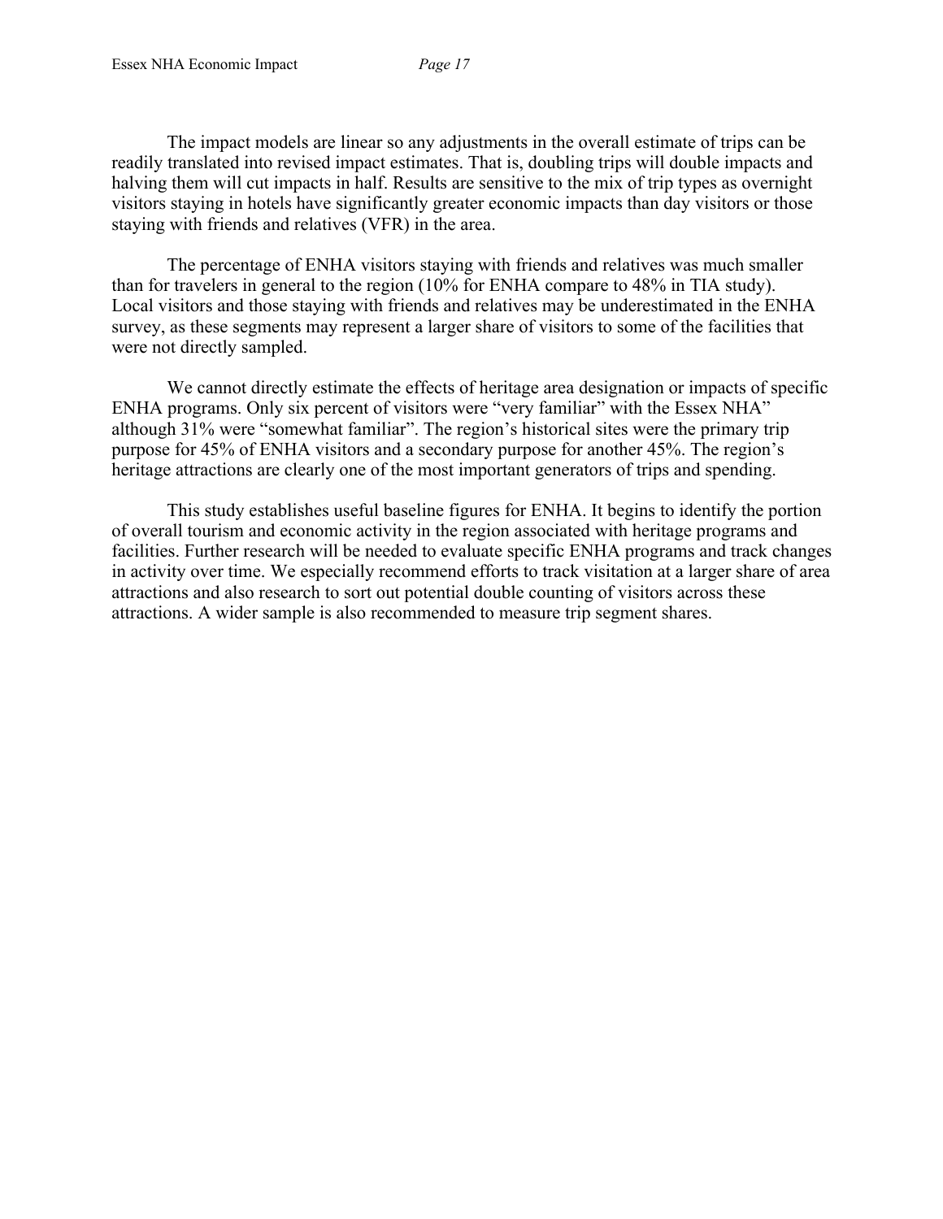The impact models are linear so any adjustments in the overall estimate of trips can be readily translated into revised impact estimates. That is, doubling trips will double impacts and halving them will cut impacts in half. Results are sensitive to the mix of trip types as overnight visitors staying in hotels have significantly greater economic impacts than day visitors or those staying with friends and relatives (VFR) in the area.

The percentage of ENHA visitors staying with friends and relatives was much smaller than for travelers in general to the region (10% for ENHA compare to 48% in TIA study). Local visitors and those staying with friends and relatives may be underestimated in the ENHA survey, as these segments may represent a larger share of visitors to some of the facilities that were not directly sampled.

We cannot directly estimate the effects of heritage area designation or impacts of specific ENHA programs. Only six percent of visitors were "very familiar" with the Essex NHA" although 31% were "somewhat familiar". The region's historical sites were the primary trip purpose for 45% of ENHA visitors and a secondary purpose for another 45%. The region's heritage attractions are clearly one of the most important generators of trips and spending.

This study establishes useful baseline figures for ENHA. It begins to identify the portion of overall tourism and economic activity in the region associated with heritage programs and facilities. Further research will be needed to evaluate specific ENHA programs and track changes in activity over time. We especially recommend efforts to track visitation at a larger share of area attractions and also research to sort out potential double counting of visitors across these attractions. A wider sample is also recommended to measure trip segment shares.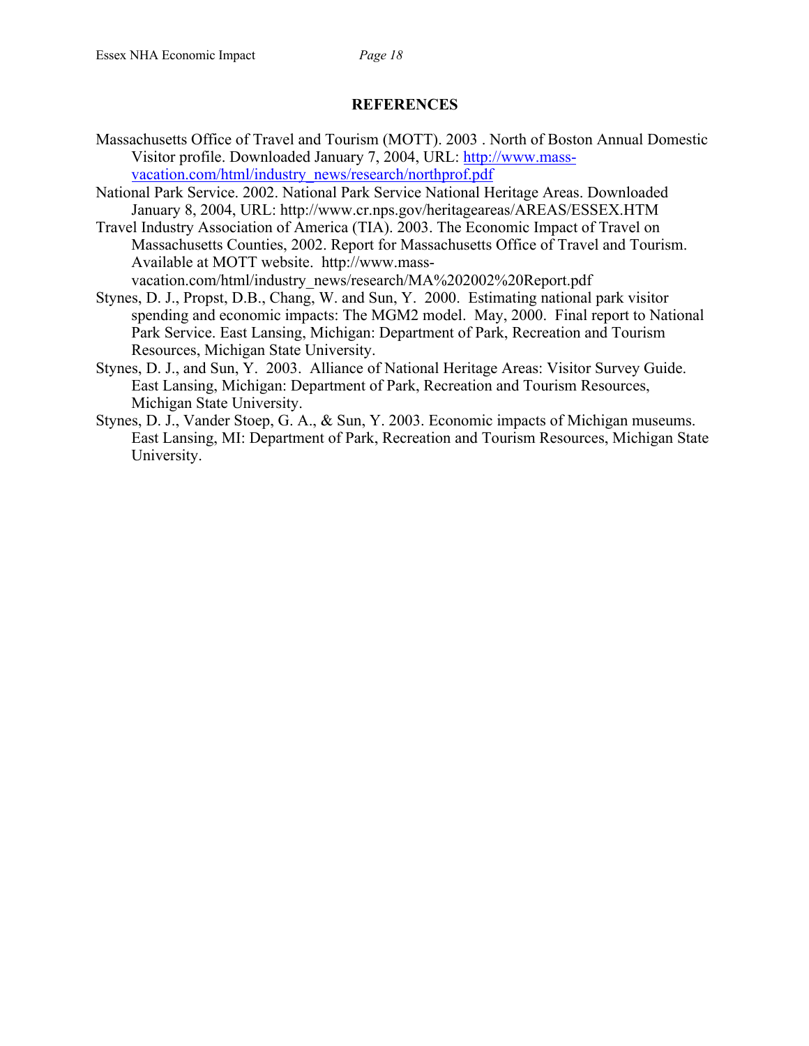## REFERENCES

Massachusetts Office of Travel and Tourism (MOTT). 2003 . North of Boston Annual Domestic Visitor profile. Downloaded January 7, 2004, URL: http://www.mass-vacation.com/html/industry_news/research/northprof.pdf

National Park Service. 2002. National Park Service National Heritage Areas. Downloaded January 8, 2004, URL: http://www.cr.nps.gov/heritageareas/AREAS/ESSEX.HTM

Travel Industry Association of America (TIA). 2003. The Economic Impact of Travel on Massachusetts Counties, 2002. Report for Massachusetts Office of Travel and Tourism. Available at MOTT website. http://www.mass-vacation.com/html/industry_news/research/MA%202002%20Report.pdf

Stynes, D. J., Propst, D.B., Chang, W. and Sun, Y. 2000. Estimating national park visitor spending and economic impacts: The MGM2 model. May, 2000. Final report to National Park Service. East Lansing, Michigan: Department of Park, Recreation and Tourism Resources, Michigan State University.

Stynes, D. J., and Sun, Y. 2003. Alliance of National Heritage Areas: Visitor Survey Guide. East Lansing, Michigan: Department of Park, Recreation and Tourism Resources, Michigan State University.

Stynes, D. J., Vander Stoep, G. A., & Sun, Y. 2003. Economic impacts of Michigan museums. East Lansing, MI: Department of Park, Recreation and Tourism Resources, Michigan State University.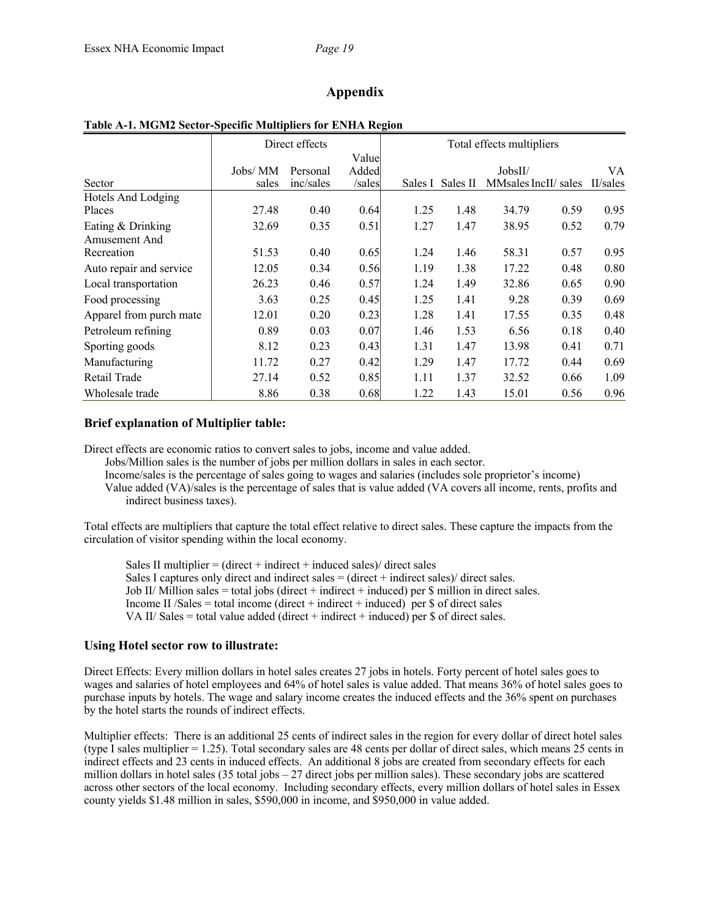# Appendix

**Table A-1. MGM2 Sector-Specific Multipliers for ENHA Region**

| | Direct effects | | | Total effects multipliers | | | | |
|---|---|---|---|---|---|---|---|---|
| Sector | Jobs/ MM sales | Personal inc/sales | Value Added /sales | Sales I | Sales II | JobsII/ MMsales | IncII/ sales | VA II/sales |
| Hotels And Lodging Places | 27.48 | 0.40 | 0.64 | 1.25 | 1.48 | 34.79 | 0.59 | 0.95 |
| Eating & Drinking | 32.69 | 0.35 | 0.51 | 1.27 | 1.47 | 38.95 | 0.52 | 0.79 |
| Amusement And Recreation | 51.53 | 0.40 | 0.65 | 1.24 | 1.46 | 58.31 | 0.57 | 0.95 |
| Auto repair and service | 12.05 | 0.34 | 0.56 | 1.19 | 1.38 | 17.22 | 0.48 | 0.80 |
| Local transportation | 26.23 | 0.46 | 0.57 | 1.24 | 1.49 | 32.86 | 0.65 | 0.90 |
| Food processing | 3.63 | 0.25 | 0.45 | 1.25 | 1.41 | 9.28 | 0.39 | 0.69 |
| Apparel from purch mate | 12.01 | 0.20 | 0.23 | 1.28 | 1.41 | 17.55 | 0.35 | 0.48 |
| Petroleum refining | 0.89 | 0.03 | 0.07 | 1.46 | 1.53 | 6.56 | 0.18 | 0.40 |
| Sporting goods | 8.12 | 0.23 | 0.43 | 1.31 | 1.47 | 13.98 | 0.41 | 0.71 |
| Manufacturing | 11.72 | 0.27 | 0.42 | 1.29 | 1.47 | 17.72 | 0.44 | 0.69 |
| Retail Trade | 27.14 | 0.52 | 0.85 | 1.11 | 1.37 | 32.52 | 0.66 | 1.09 |
| Wholesale trade | 8.86 | 0.38 | 0.68 | 1.22 | 1.43 | 15.01 | 0.56 | 0.96 |

### Brief explanation of Multiplier table:

Direct effects are economic ratios to convert sales to jobs, income and value added.

Jobs/Million sales is the number of jobs per million dollars in sales in each sector.

Income/sales is the percentage of sales going to wages and salaries (includes sole proprietor's income)

Value added (VA)/sales is the percentage of sales that is value added (VA covers all income, rents, profits and indirect business taxes).

Total effects are multipliers that capture the total effect relative to direct sales. These capture the impacts from the circulation of visitor spending within the local economy.

Sales II multiplier = (direct + indirect + induced sales)/ direct sales
Sales I captures only direct and indirect sales = (direct + indirect sales)/ direct sales.
Job II/ Million sales = total jobs (direct + indirect + induced) per $ million in direct sales.
Income II /Sales = total income (direct + indirect + induced) per $ of direct sales
VA II/ Sales = total value added (direct + indirect + induced) per $ of direct sales.

### Using Hotel sector row to illustrate:

Direct Effects: Every million dollars in hotel sales creates 27 jobs in hotels. Forty percent of hotel sales goes to wages and salaries of hotel employees and 64% of hotel sales is value added. That means 36% of hotel sales goes to purchase inputs by hotels. The wage and salary income creates the induced effects and the 36% spent on purchases by the hotel starts the rounds of indirect effects.

Multiplier effects: There is an additional 25 cents of indirect sales in the region for every dollar of direct hotel sales (type I sales multiplier = 1.25). Total secondary sales are 48 cents per dollar of direct sales, which means 25 cents in indirect effects and 23 cents in induced effects. An additional 8 jobs are created from secondary effects for each million dollars in hotel sales (35 total jobs – 27 direct jobs per million sales). These secondary jobs are scattered across other sectors of the local economy. Including secondary effects, every million dollars of hotel sales in Essex county yields $1.48 million in sales, $590,000 in income, and $950,000 in value added.